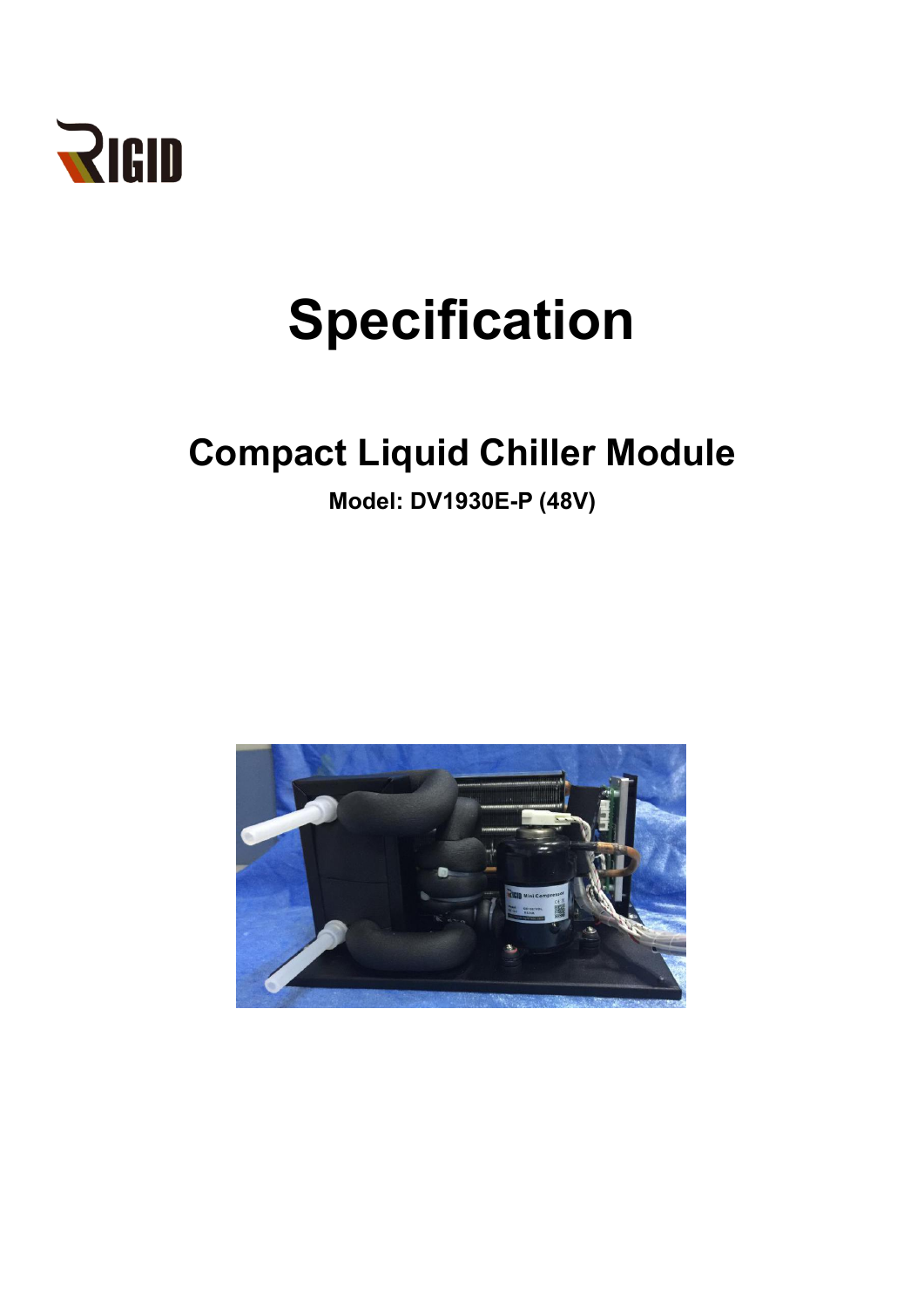RIGID

# Specification

## Compact Liquid Chiller Module

**Model: DV1930E-P (48V)**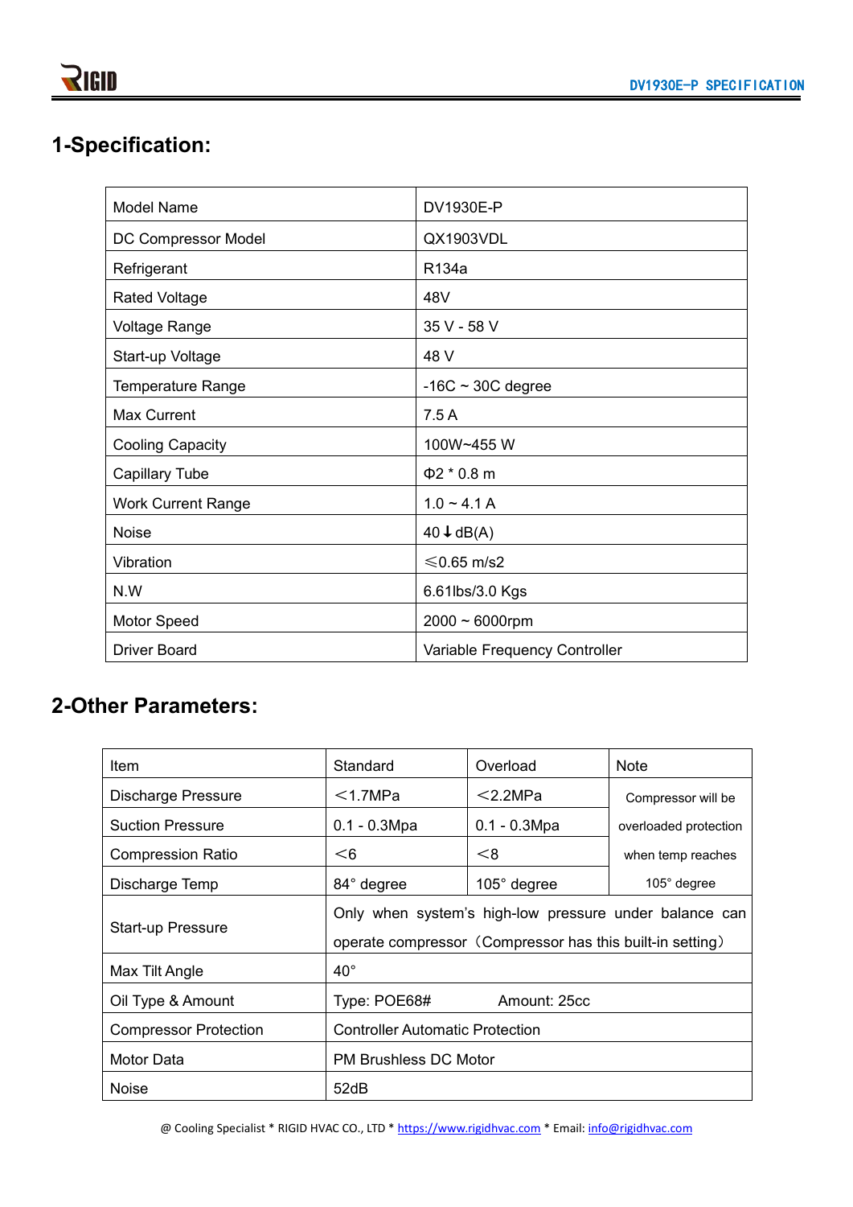## 1-Specification:

| Model Name | DV1930E-P |
|---|---|
| DC Compressor Model | QX1903VDL |
| Refrigerant | R134a |
| Rated Voltage | 48V |
| Voltage Range | 35 V - 58 V |
| Start-up Voltage | 48 V |
| Temperature Range | -16C ~ 30C degree |
| Max Current | 7.5 A |
| Cooling Capacity | 100W~455 W |
| Capillary Tube | Φ2 * 0.8 m |
| Work Current Range | 1.0 ~ 4.1 A |
| Noise | 40↓dB(A) |
| Vibration | ≤0.65 m/s2 |
| N.W | 6.61lbs/3.0 Kgs |
| Motor Speed | 2000 ~ 6000rpm |
| Driver Board | Variable Frequency Controller |

## 2-Other Parameters:

| Item | Standard | Overload | Note |
|---|---|---|---|
| Discharge Pressure | <1.7MPa | <2.2MPa | Compressor will be overloaded protection when temp reaches 105° degree |
| Suction Pressure | 0.1 - 0.3Mpa | 0.1 - 0.3Mpa | |
| Compression Ratio | <6 | <8 | |
| Discharge Temp | 84° degree | 105° degree | |
| Start-up Pressure | Only when system's high-low pressure under balance can operate compressor（Compressor has this built-in setting） | | |
| Max Tilt Angle | 40° | | |
| Oil Type & Amount | Type: POE68# Amount: 25cc | | |
| Compressor Protection | Controller Automatic Protection | | |
| Motor Data | PM Brushless DC Motor | | |
| Noise | 52dB | | |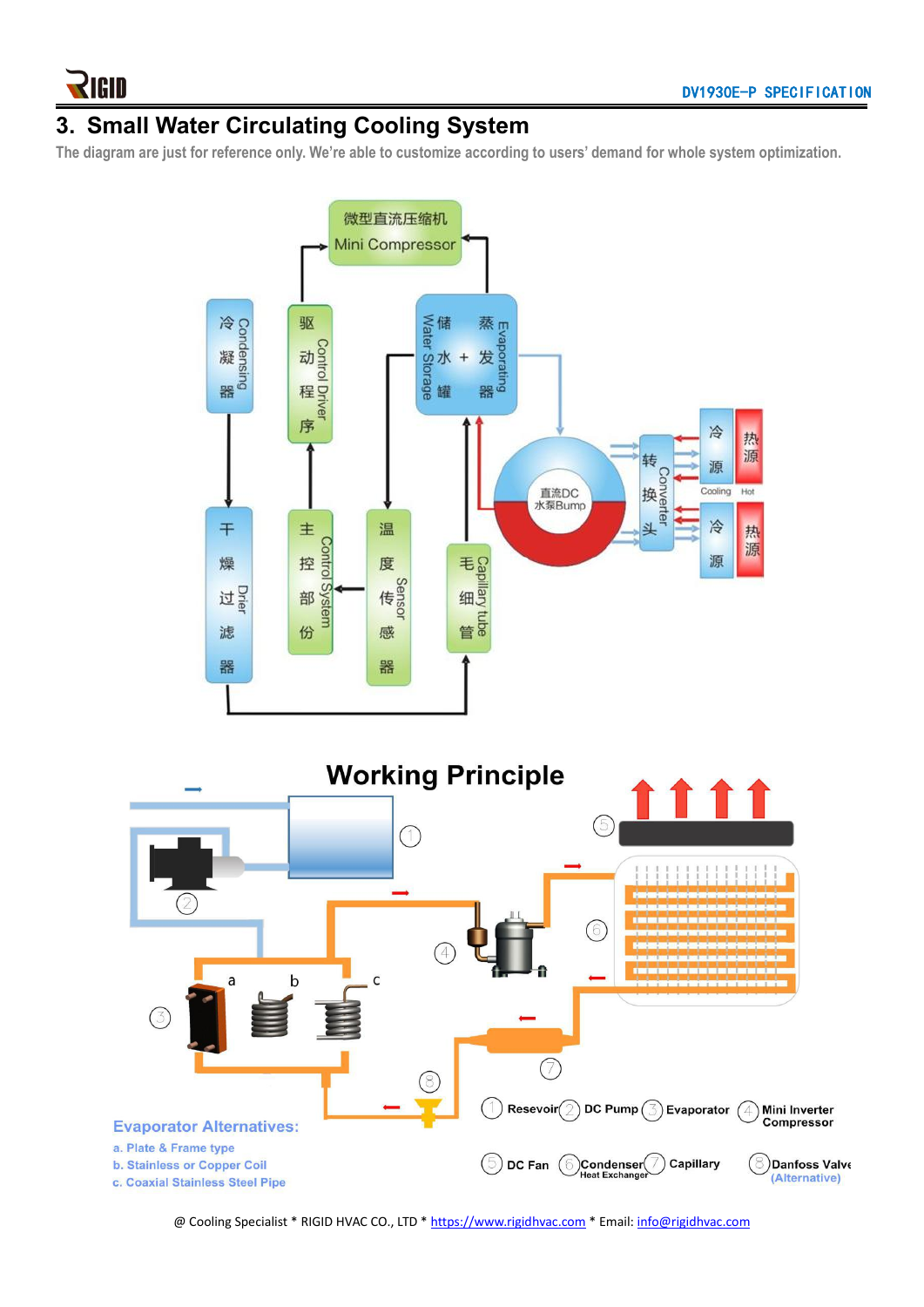## 3. Small Water Circulating Cooling System

The diagram are just for reference only. We're able to customize according to users' demand for whole system optimization.

微型直流压缩机 Mini Compressor

冷凝器 Condensing

驱动程序 Control Driver

储水罐 Water Storage + 蒸发器 Evaporating

干燥过滤器 Drier

主控部份 Control System

温度传感器 Sensor

毛细管 Capillary tube

直流DC 水泵Bump

转换头 Converter

冷源 Cooling

热源 Hot

### Working Principle

1 Resevoir 2 DC Pump 3 Evaporator 4 Mini Inverter Compressor

5 DC Fan 6 Condenser Heat Exchanger 7 Capillary 8 Danfoss Valve (Alternative)

**Evaporator Alternatives:**

a. Plate & Frame type

b. Stainless or Copper Coil

c. Coaxial Stainless Steel Pipe

@ Cooling Specialist * RIGID HVAC CO., LTD * https://www.rigidhvac.com * Email: info@rigidhvac.com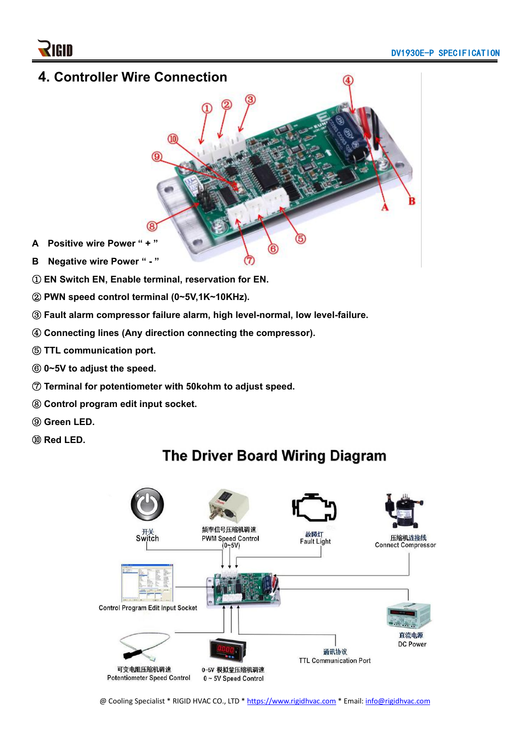## 4. Controller Wire Connection

**A Positive wire Power " + "**

**B Negative wire Power " - "**

**① EN Switch EN, Enable terminal, reservation for EN.**

**② PWN speed control terminal (0~5V,1K~10KHz).**

**③ Fault alarm compressor failure alarm, high level-normal, low level-failure.**

**④ Connecting lines (Any direction connecting the compressor).**

**⑤ TTL communication port.**

**⑥ 0~5V to adjust the speed.**

**⑦ Terminal for potentiometer with 50kohm to adjust speed.**

**⑧ Control program edit input socket.**

**⑨ Green LED.**

**⑩ Red LED.**

## The Driver Board Wiring Diagram

开关
Switch

频率信号压缩机调速
PWM Speed Control
(0~5V)

故障灯
Fault Light

压缩机连接线
Connect Compressor

Control Program Edit Input Socket

直流电源
DC Power

通讯协议
TTL Communication Port

可变电阻压缩机调速
Potentiometer Speed Control

0-5V 模拟量压缩机调速
0 ~ 5V Speed Control

@ Cooling Specialist * RIGID HVAC CO., LTD * https://www.rigidhvac.com * Email: info@rigidhvac.com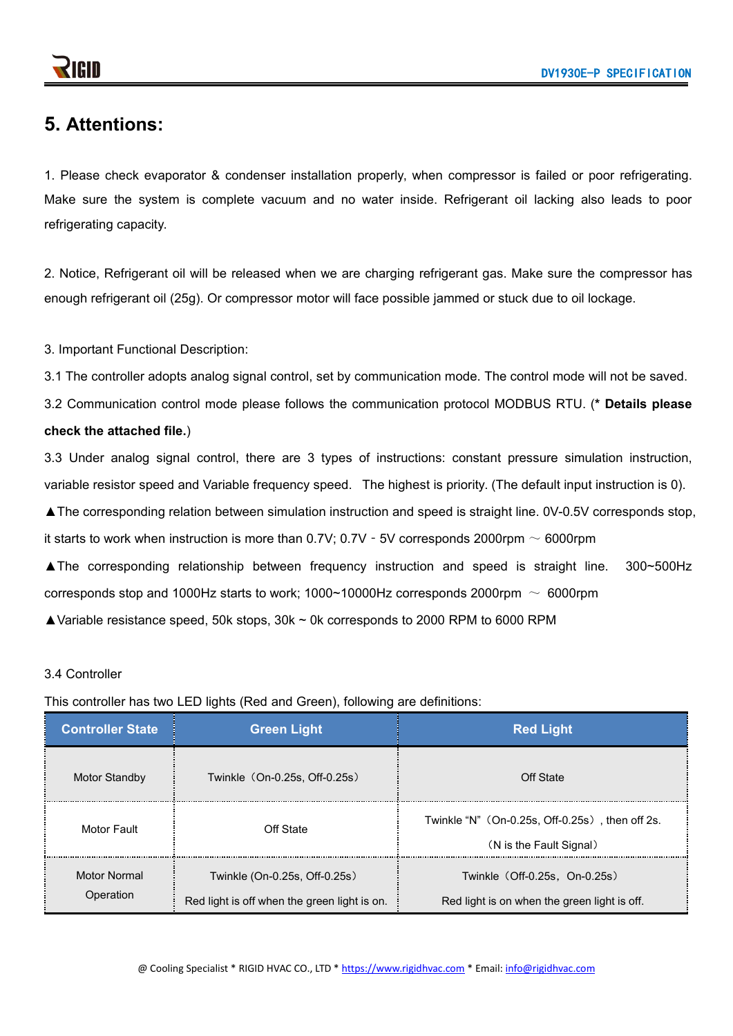# 5. Attentions:

1. Please check evaporator & condenser installation properly, when compressor is failed or poor refrigerating. Make sure the system is complete vacuum and no water inside. Refrigerant oil lacking also leads to poor refrigerating capacity.

2. Notice, Refrigerant oil will be released when we are charging refrigerant gas. Make sure the compressor has enough refrigerant oil (25g). Or compressor motor will face possible jammed or stuck due to oil lockage.

3. Important Functional Description:

3.1 The controller adopts analog signal control, set by communication mode. The control mode will not be saved.

3.2 Communication control mode please follows the communication protocol MODBUS RTU. (* **Details please check the attached file.**)

3.3 Under analog signal control, there are 3 types of instructions: constant pressure simulation instruction, variable resistor speed and Variable frequency speed. The highest is priority. (The default input instruction is 0).

▲The corresponding relation between simulation instruction and speed is straight line. 0V-0.5V corresponds stop, it starts to work when instruction is more than 0.7V; 0.7V - 5V corresponds 2000rpm ～ 6000rpm

▲The corresponding relationship between frequency instruction and speed is straight line. 300~500Hz corresponds stop and 1000Hz starts to work; 1000~10000Hz corresponds 2000rpm ～ 6000rpm

▲Variable resistance speed, 50k stops, 30k ~ 0k corresponds to 2000 RPM to 6000 RPM

3.4 Controller

This controller has two LED lights (Red and Green), following are definitions:

| Controller State | Green Light | Red Light |
|---|---|---|
| Motor Standby | Twinkle（On-0.25s, Off-0.25s） | Off State |
| Motor Fault | Off State | Twinkle “N”（On-0.25s, Off-0.25s）, then off 2s.<br>（N is the Fault Signal） |
| Motor Normal Operation | Twinkle (On-0.25s, Off-0.25s）<br>Red light is off when the green light is on. | Twinkle（Off-0.25s，On-0.25s）<br>Red light is on when the green light is off. |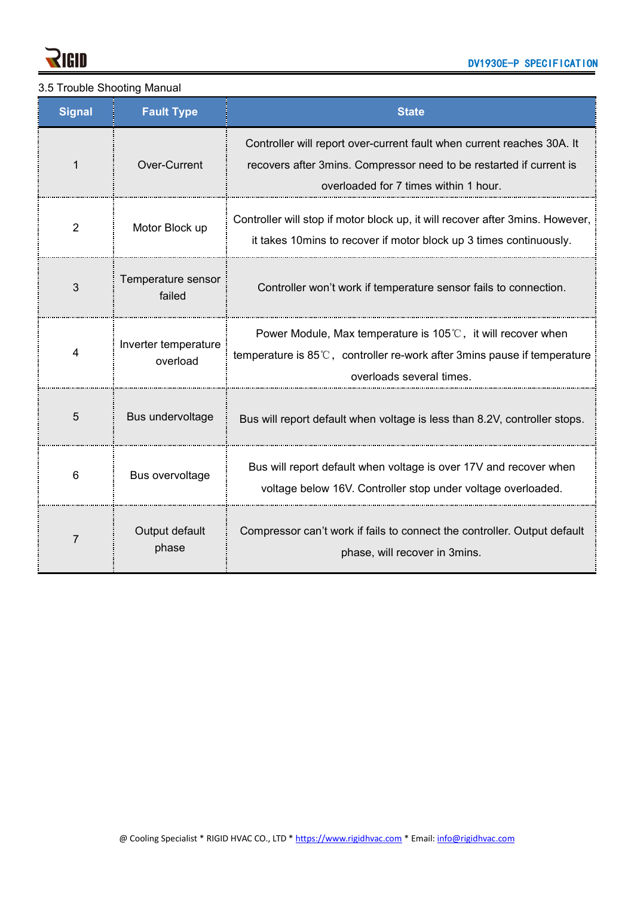3.5 Trouble Shooting Manual

| Signal | Fault Type | State |
|---|---|---|
| 1 | Over-Current | Controller will report over-current fault when current reaches 30A. It recovers after 3mins. Compressor need to be restarted if current is overloaded for 7 times within 1 hour. |
| 2 | Motor Block up | Controller will stop if motor block up, it will recover after 3mins. However, it takes 10mins to recover if motor block up 3 times continuously. |
| 3 | Temperature sensor failed | Controller won't work if temperature sensor fails to connection. |
| 4 | Inverter temperature overload | Power Module, Max temperature is 105℃， it will recover when temperature is 85℃， controller re-work after 3mins pause if temperature overloads several times. |
| 5 | Bus undervoltage | Bus will report default when voltage is less than 8.2V, controller stops. |
| 6 | Bus overvoltage | Bus will report default when voltage is over 17V and recover when voltage below 16V. Controller stop under voltage overloaded. |
| 7 | Output default phase | Compressor can't work if fails to connect the controller. Output default phase, will recover in 3mins. |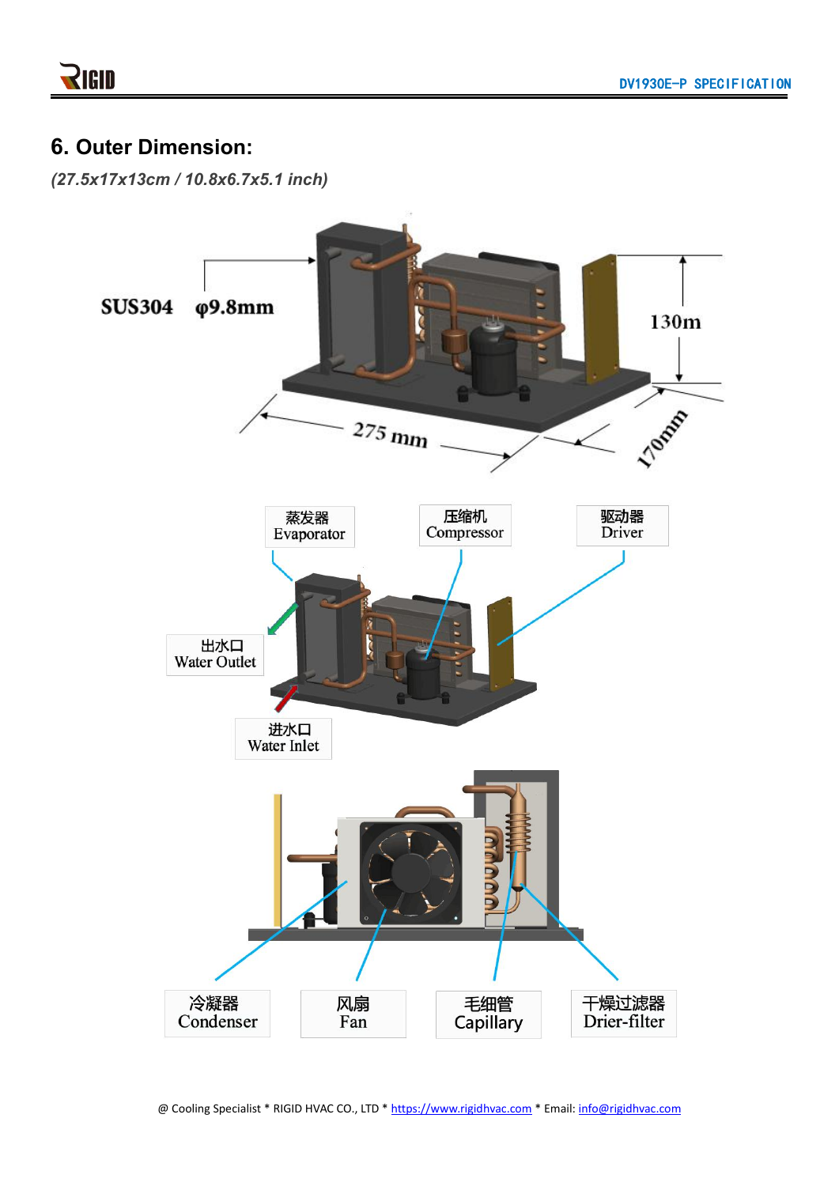## 6. Outer Dimension:

*(27.5x17x13cm / 10.8x6.7x5.1 inch)*

SUS304 φ9.8mm

130m

275 mm

170mm

蒸发器
Evaporator

压缩机
Compressor

驱动器
Driver

出水口
Water Outlet

进水口
Water Inlet

冷凝器
Condenser

风扇
Fan

毛细管
Capillary

干燥过滤器
Drier-filter

@ Cooling Specialist * RIGID HVAC CO., LTD * https://www.rigidhvac.com * Email: info@rigidhvac.com